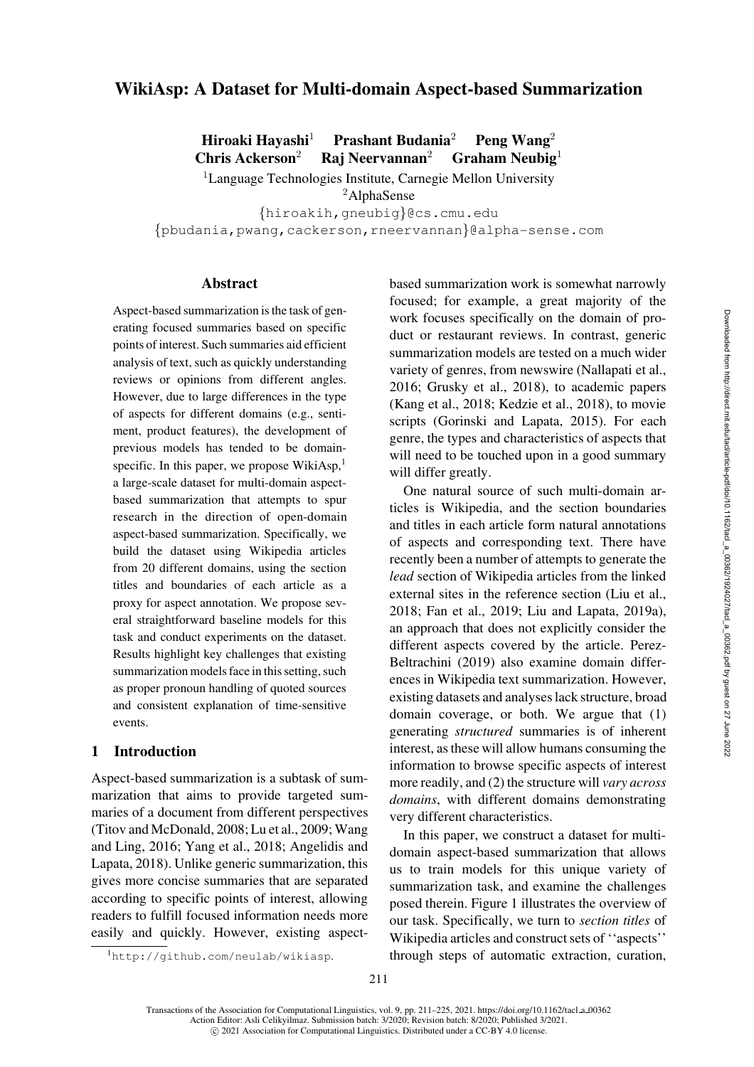# WikiAsp: A Dataset for Multi-domain Aspect-based Summarization

**Hiroaki Hayashi**[1] **Prashant Budania**[2] **Peng Wang**[2]
**Chris Ackerson**[2] **Raj Neervannan**[2] **Graham Neubig**[1]

[1]Language Technologies Institute, Carnegie Mellon University
[2]AlphaSense

{hiroakih,gneubig}@cs.cmu.edu
{pbudania,pwang,cackerson,rneervannan}@alpha-sense.com

## Abstract

Aspect-based summarization is the task of generating focused summaries based on specific points of interest. Such summaries aid efficient analysis of text, such as quickly understanding reviews or opinions from different angles. However, due to large differences in the type of aspects for different domains (e.g., sentiment, product features), the development of previous models has tended to be domain-specific. In this paper, we propose WikiAsp,[1] a large-scale dataset for multi-domain aspect-based summarization that attempts to spur research in the direction of open-domain aspect-based summarization. Specifically, we build the dataset using Wikipedia articles from 20 different domains, using the section titles and boundaries of each article as a proxy for aspect annotation. We propose several straightforward baseline models for this task and conduct experiments on the dataset. Results highlight key challenges that existing summarization models face in this setting, such as proper pronoun handling of quoted sources and consistent explanation of time-sensitive events.

## 1 Introduction

Aspect-based summarization is a subtask of summarization that aims to provide targeted summaries of a document from different perspectives (Titov and McDonald, 2008; Lu et al., 2009; Wang and Ling, 2016; Yang et al., 2018; Angelidis and Lapata, 2018). Unlike generic summarization, this gives more concise summaries that are separated according to specific points of interest, allowing readers to fulfill focused information needs more easily and quickly. However, existing aspect-based summarization work is somewhat narrowly focused; for example, a great majority of the work focuses specifically on the domain of product or restaurant reviews. In contrast, generic summarization models are tested on a much wider variety of genres, from newswire (Nallapati et al., 2016; Grusky et al., 2018), to academic papers (Kang et al., 2018; Kedzie et al., 2018), to movie scripts (Gorinski and Lapata, 2015). For each genre, the types and characteristics of aspects that will need to be touched upon in a good summary will differ greatly.

One natural source of such multi-domain articles is Wikipedia, and the section boundaries and titles in each article form natural annotations of aspects and corresponding text. There have recently been a number of attempts to generate the *lead* section of Wikipedia articles from the linked external sites in the reference section (Liu et al., 2018; Fan et al., 2019; Liu and Lapata, 2019a), an approach that does not explicitly consider the different aspects covered by the article. Perez-Beltrachini (2019) also examine domain differences in Wikipedia text summarization. However, existing datasets and analyses lack structure, broad domain coverage, or both. We argue that (1) generating *structured* summaries is of inherent interest, as these will allow humans consuming the information to browse specific aspects of interest more readily, and (2) the structure will *vary across domains*, with different domains demonstrating very different characteristics.

In this paper, we construct a dataset for multi-domain aspect-based summarization that allows us to train models for this unique variety of summarization task, and examine the challenges posed therein. Figure 1 illustrates the overview of our task. Specifically, we turn to *section titles* of Wikipedia articles and construct sets of ''aspects'' through steps of automatic extraction, curation,

[1]http://github.com/neulab/wikiasp.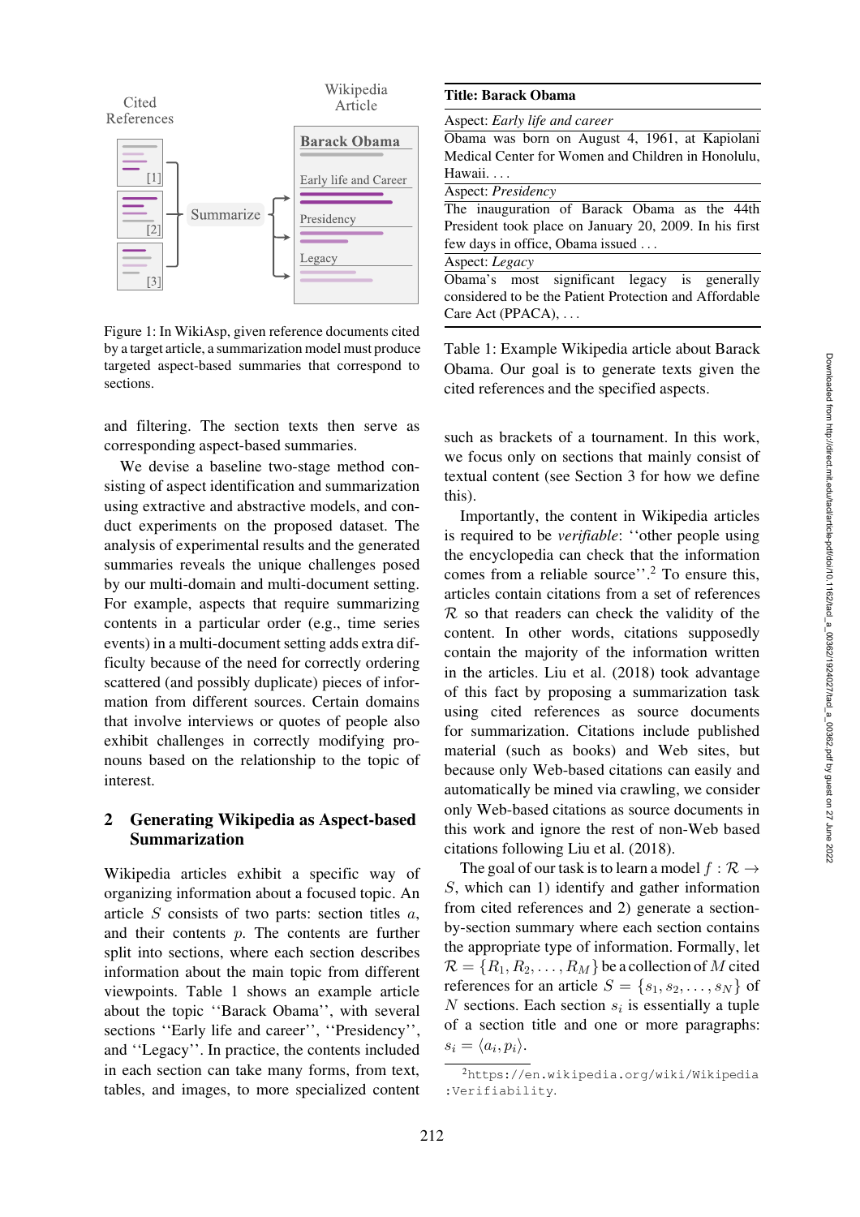Figure 1: In WikiAsp, given reference documents cited by a target article, a summarization model must produce targeted aspect-based summaries that correspond to sections.

| **Title: Barack Obama** |
|---|
| Aspect: *Early life and career* |
| Obama was born on August 4, 1961, at Kapiolani Medical Center for Women and Children in Honolulu, Hawaii. . . . |
| Aspect: *Presidency* |
| The inauguration of Barack Obama as the 44th President took place on January 20, 2009. In his first few days in office, Obama issued . . . |
| Aspect: *Legacy* |
| Obama's most significant legacy is generally considered to be the Patient Protection and Affordable Care Act (PPACA), . . . |

Table 1: Example Wikipedia article about Barack Obama. Our goal is to generate texts given the cited references and the specified aspects.

and filtering. The section texts then serve as corresponding aspect-based summaries.

We devise a baseline two-stage method consisting of aspect identification and summarization using extractive and abstractive models, and conduct experiments on the proposed dataset. The analysis of experimental results and the generated summaries reveals the unique challenges posed by our multi-domain and multi-document setting. For example, aspects that require summarizing contents in a particular order (e.g., time series events) in a multi-document setting adds extra difficulty because of the need for correctly ordering scattered (and possibly duplicate) pieces of information from different sources. Certain domains that involve interviews or quotes of people also exhibit challenges in correctly modifying pronouns based on the relationship to the topic of interest.

## 2 Generating Wikipedia as Aspect-based Summarization

Wikipedia articles exhibit a specific way of organizing information about a focused topic. An article $S$ consists of two parts: section titles $a$, and their contents $p$. The contents are further split into sections, where each section describes information about the main topic from different viewpoints. Table 1 shows an example article about the topic ''Barack Obama'', with several sections ''Early life and career'', ''Presidency'', and ''Legacy''. In practice, the contents included in each section can take many forms, from text, tables, and images, to more specialized content such as brackets of a tournament. In this work, we focus only on sections that mainly consist of textual content (see Section 3 for how we define this).

Importantly, the content in Wikipedia articles is required to be *verifiable*: ''other people using the encyclopedia can check that the information comes from a reliable source''.[2] To ensure this, articles contain citations from a set of references $\mathcal{R}$ so that readers can check the validity of the content. In other words, citations supposedly contain the majority of the information written in the articles. Liu et al. (2018) took advantage of this fact by proposing a summarization task using cited references as source documents for summarization. Citations include published material (such as books) and Web sites, but because only Web-based citations can easily and automatically be mined via crawling, we consider only Web-based citations as source documents in this work and ignore the rest of non-Web based citations following Liu et al. (2018).

The goal of our task is to learn a model $f : \mathcal{R} \rightarrow S$, which can 1) identify and gather information from cited references and 2) generate a section-by-section summary where each section contains the appropriate type of information. Formally, let $\mathcal{R} = \{R_1, R_2, \ldots, R_M\}$ be a collection of $M$ cited references for an article $S = \{s_1, s_2, \ldots, s_N\}$ of $N$ sections. Each section $s_i$ is essentially a tuple of a section title and one or more paragraphs: $s_i = \langle a_i, p_i \rangle$.

[2] https://en.wikipedia.org/wiki/Wikipedia:Verifiability.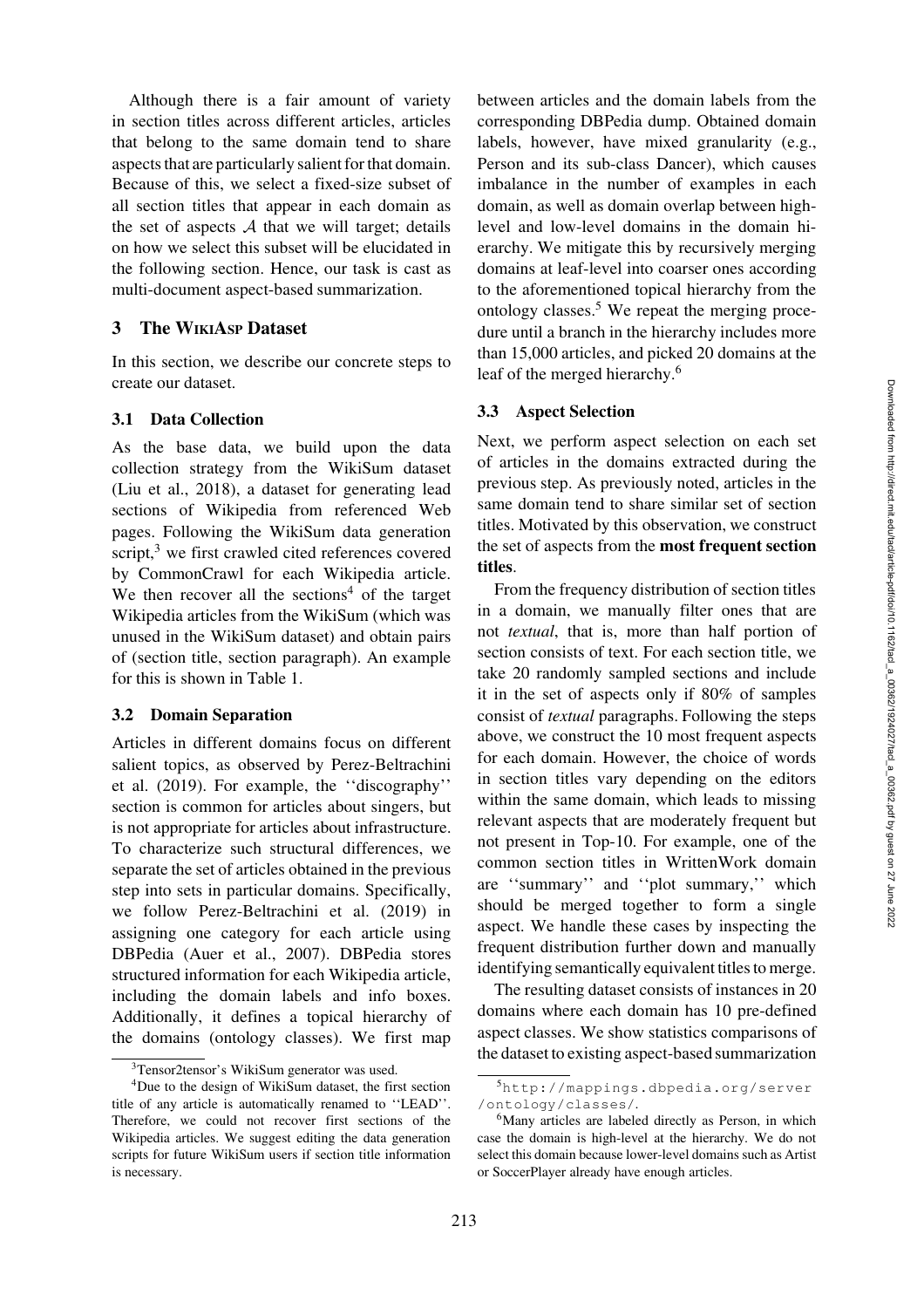Although there is a fair amount of variety in section titles across different articles, articles that belong to the same domain tend to share aspects that are particularly salient for that domain. Because of this, we select a fixed-size subset of all section titles that appear in each domain as the set of aspects $\mathcal{A}$ that we will target; details on how we select this subset will be elucidated in the following section. Hence, our task is cast as multi-document aspect-based summarization.

## 3 The WikiAsp Dataset

In this section, we describe our concrete steps to create our dataset.

### 3.1 Data Collection

As the base data, we build upon the data collection strategy from the WikiSum dataset (Liu et al., 2018), a dataset for generating lead sections of Wikipedia from referenced Web pages. Following the WikiSum data generation script,[3] we first crawled cited references covered by CommonCrawl for each Wikipedia article. We then recover all the sections[4] of the target Wikipedia articles from the WikiSum (which was unused in the WikiSum dataset) and obtain pairs of (section title, section paragraph). An example for this is shown in Table 1.

### 3.2 Domain Separation

Articles in different domains focus on different salient topics, as observed by Perez-Beltrachini et al. (2019). For example, the ''discography'' section is common for articles about singers, but is not appropriate for articles about infrastructure. To characterize such structural differences, we separate the set of articles obtained in the previous step into sets in particular domains. Specifically, we follow Perez-Beltrachini et al. (2019) in assigning one category for each article using DBPedia (Auer et al., 2007). DBPedia stores structured information for each Wikipedia article, including the domain labels and info boxes. Additionally, it defines a topical hierarchy of the domains (ontology classes). We first map between articles and the domain labels from the corresponding DBPedia dump. Obtained domain labels, however, have mixed granularity (e.g., Person and its sub-class Dancer), which causes imbalance in the number of examples in each domain, as well as domain overlap between high-level and low-level domains in the domain hierarchy. We mitigate this by recursively merging domains at leaf-level into coarser ones according to the aforementioned topical hierarchy from the ontology classes.[5] We repeat the merging procedure until a branch in the hierarchy includes more than 15,000 articles, and picked 20 domains at the leaf of the merged hierarchy.[6]

### 3.3 Aspect Selection

Next, we perform aspect selection on each set of articles in the domains extracted during the previous step. As previously noted, articles in the same domain tend to share similar set of section titles. Motivated by this observation, we construct the set of aspects from the **most frequent section titles**.

From the frequency distribution of section titles in a domain, we manually filter ones that are not *textual*, that is, more than half portion of section consists of text. For each section title, we take 20 randomly sampled sections and include it in the set of aspects only if 80% of samples consist of *textual* paragraphs. Following the steps above, we construct the 10 most frequent aspects for each domain. However, the choice of words in section titles vary depending on the editors within the same domain, which leads to missing relevant aspects that are moderately frequent but not present in Top-10. For example, one of the common section titles in WrittenWork domain are ''summary'' and ''plot summary,'' which should be merged together to form a single aspect. We handle these cases by inspecting the frequent distribution further down and manually identifying semantically equivalent titles to merge.

The resulting dataset consists of instances in 20 domains where each domain has 10 pre-defined aspect classes. We show statistics comparisons of the dataset to existing aspect-based summarization

---

[3] Tensor2tensor's WikiSum generator was used.

[4] Due to the design of WikiSum dataset, the first section title of any article is automatically renamed to ''LEAD''. Therefore, we could not recover first sections of the Wikipedia articles. We suggest editing the data generation scripts for future WikiSum users if section title information is necessary.

[5] http://mappings.dbpedia.org/server/ontology/classes/.

[6] Many articles are labeled directly as Person, in which case the domain is high-level at the hierarchy. We do not select this domain because lower-level domains such as Artist or SoccerPlayer already have enough articles.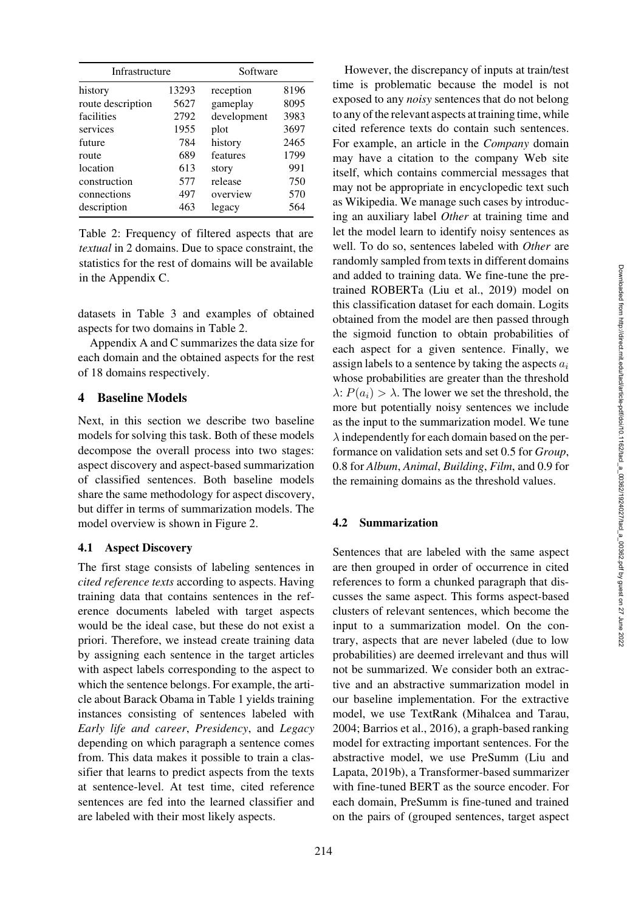| Infrastructure | | Software | |
|---|---|---|---|
| history | 13293 | reception | 8196 |
| route description | 5627 | gameplay | 8095 |
| facilities | 2792 | development | 3983 |
| services | 1955 | plot | 3697 |
| future | 784 | history | 2465 |
| route | 689 | features | 1799 |
| location | 613 | story | 991 |
| construction | 577 | release | 750 |
| connections | 497 | overview | 570 |
| description | 463 | legacy | 564 |

Table 2: Frequency of filtered aspects that are *textual* in 2 domains. Due to space constraint, the statistics for the rest of domains will be available in the Appendix C.

datasets in Table 3 and examples of obtained aspects for two domains in Table 2.

Appendix A and C summarizes the data size for each domain and the obtained aspects for the rest of 18 domains respectively.

## 4 Baseline Models

Next, in this section we describe two baseline models for solving this task. Both of these models decompose the overall process into two stages: aspect discovery and aspect-based summarization of classified sentences. Both baseline models share the same methodology for aspect discovery, but differ in terms of summarization models. The model overview is shown in Figure 2.

### 4.1 Aspect Discovery

The first stage consists of labeling sentences in *cited reference texts* according to aspects. Having training data that contains sentences in the reference documents labeled with target aspects would be the ideal case, but these do not exist a priori. Therefore, we instead create training data by assigning each sentence in the target articles with aspect labels corresponding to the aspect to which the sentence belongs. For example, the article about Barack Obama in Table 1 yields training instances consisting of sentences labeled with *Early life and career*, *Presidency*, and *Legacy* depending on which paragraph a sentence comes from. This data makes it possible to train a classifier that learns to predict aspects from the texts at sentence-level. At test time, cited reference sentences are fed into the learned classifier and are labeled with their most likely aspects.

However, the discrepancy of inputs at train/test time is problematic because the model is not exposed to any *noisy* sentences that do not belong to any of the relevant aspects at training time, while cited reference texts do contain such sentences. For example, an article in the *Company* domain may have a citation to the company Web site itself, which contains commercial messages that may not be appropriate in encyclopedic text such as Wikipedia. We manage such cases by introducing an auxiliary label *Other* at training time and let the model learn to identify noisy sentences as well. To do so, sentences labeled with *Other* are randomly sampled from texts in different domains and added to training data. We fine-tune the pretrained ROBERTa (Liu et al., 2019) model on this classification dataset for each domain. Logits obtained from the model are then passed through the sigmoid function to obtain probabilities of each aspect for a given sentence. Finally, we assign labels to a sentence by taking the aspects $a_i$ whose probabilities are greater than the threshold $\lambda$: $P(a_i) > \lambda$. The lower we set the threshold, the more but potentially noisy sentences we include as the input to the summarization model. We tune $\lambda$ independently for each domain based on the performance on validation sets and set 0.5 for *Group*, 0.8 for *Album*, *Animal*, *Building*, *Film*, and 0.9 for the remaining domains as the threshold values.

### 4.2 Summarization

Sentences that are labeled with the same aspect are then grouped in order of occurrence in cited references to form a chunked paragraph that discusses the same aspect. This forms aspect-based clusters of relevant sentences, which become the input to a summarization model. On the contrary, aspects that are never labeled (due to low probabilities) are deemed irrelevant and thus will not be summarized. We consider both an extractive and an abstractive summarization model in our baseline implementation. For the extractive model, we use TextRank (Mihalcea and Tarau, 2004; Barrios et al., 2016), a graph-based ranking model for extracting important sentences. For the abstractive model, we use PreSumm (Liu and Lapata, 2019b), a Transformer-based summarizer with fine-tuned BERT as the source encoder. For each domain, PreSumm is fine-tuned and trained on the pairs of (grouped sentences, target aspect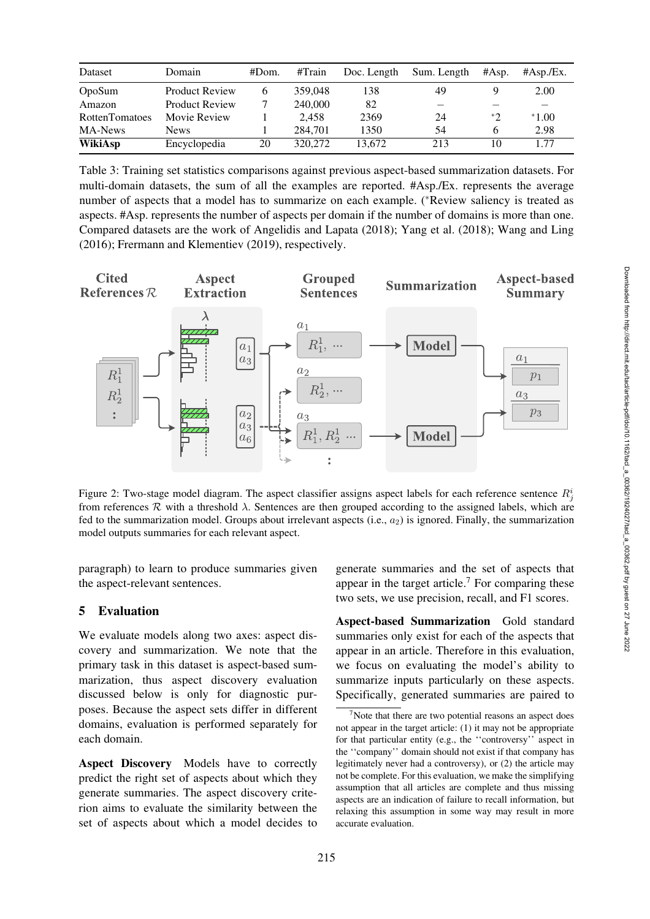| Dataset | Domain | #Dom. | #Train | Doc. Length | Sum. Length | #Asp. | #Asp./Ex. |
|---|---|---|---|---|---|---|---|
| OpoSum | Product Review | 6 | 359,048 | 138 | 49 | 9 | 2.00 |
| Amazon | Product Review | 7 | 240,000 | 82 | – | – | – |
| RottenTomatoes | Movie Review | 1 | 2,458 | 2369 | 24 | *2 | *1.00 |
| MA-News | News | 1 | 284,701 | 1350 | 54 | 6 | 2.98 |
| **WikiAsp** | Encyclopedia | 20 | 320,272 | 13,672 | 213 | 10 | 1.77 |

Table 3: Training set statistics comparisons against previous aspect-based summarization datasets. For multi-domain datasets, the sum of all the examples are reported. #Asp./Ex. represents the average number of aspects that a model has to summarize on each example. (*Review saliency is treated as aspects. #Asp. represents the number of aspects per domain if the number of domains is more than one. Compared datasets are the work of Angelidis and Lapata (2018); Yang et al. (2018); Wang and Ling (2016); Fremann and Klementiev (2019), respectively.

Figure 2: Two-stage model diagram. The aspect classifier assigns aspect labels for each reference sentence $R_j^i$ from references $\mathcal{R}$ with a threshold $\lambda$. Sentences are then grouped according to the assigned labels, which are fed to the summarization model. Groups about irrelevant aspects (i.e., $a_2$) is ignored. Finally, the summarization model outputs summaries for each relevant aspect.

paragraph) to learn to produce summaries given the aspect-relevant sentences.

## 5 Evaluation

We evaluate models along two axes: aspect discovery and summarization. We note that the primary task in this dataset is aspect-based summarization, thus aspect discovery evaluation discussed below is only for diagnostic purposes. Because the aspect sets differ in different domains, evaluation is performed separately for each domain.

**Aspect Discovery** Models have to correctly predict the right set of aspects about which they generate summaries. The aspect discovery criterion aims to evaluate the similarity between the set of aspects about which a model decides to generate summaries and the set of aspects that appear in the target article.[7] For comparing these two sets, we use precision, recall, and F1 scores.

**Aspect-based Summarization** Gold standard summaries only exist for each of the aspects that appear in an article. Therefore in this evaluation, we focus on evaluating the model's ability to summarize inputs particularly on these aspects. Specifically, generated summaries are paired to

[7]Note that there are two potential reasons an aspect does not appear in the target article: (1) it may not be appropriate for that particular entity (e.g., the ''controversy'' aspect in the ''company'' domain should not exist if that company has legitimately never had a controversy), or (2) the article may not be complete. For this evaluation, we make the simplifying assumption that all articles are complete and thus missing aspects are an indication of failure to recall information, but relaxing this assumption in some way may result in more accurate evaluation.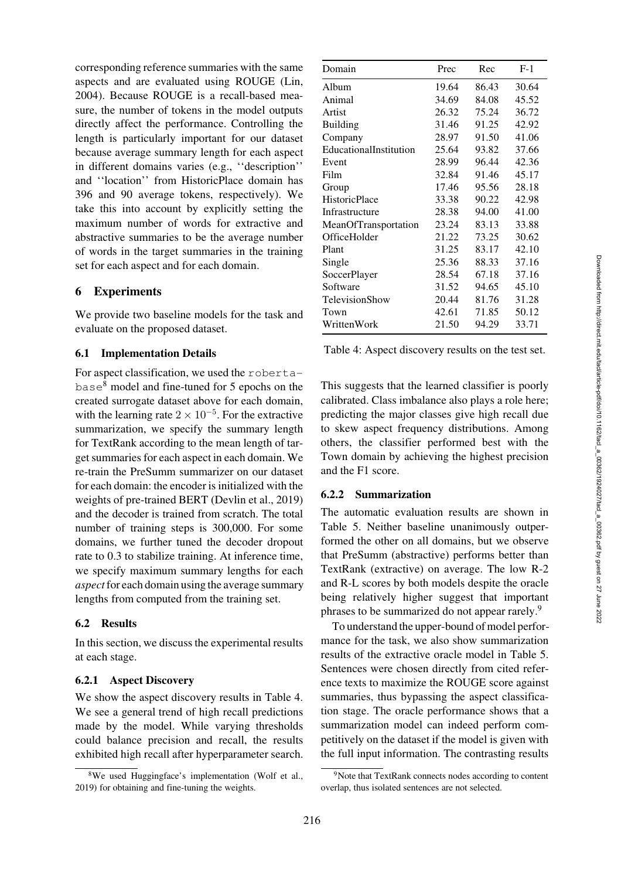corresponding reference summaries with the same aspects and are evaluated using ROUGE (Lin, 2004). Because ROUGE is a recall-based measure, the number of tokens in the model outputs directly affect the performance. Controlling the length is particularly important for our dataset because average summary length for each aspect in different domains varies (e.g., ''description'' and ''location'' from HistoricPlace domain has 396 and 90 average tokens, respectively). We take this into account by explicitly setting the maximum number of words for extractive and abstractive summaries to be the average number of words in the target summaries in the training set for each aspect and for each domain.

## 6 Experiments

We provide two baseline models for the task and evaluate on the proposed dataset.

### 6.1 Implementation Details

For aspect classification, we used the `roberta-base`[8] model and fine-tuned for 5 epochs on the created surrogate dataset above for each domain, with the learning rate $2 \times 10^{-5}$. For the extractive summarization, we specify the summary length for TextRank according to the mean length of target summaries for each aspect in each domain. We re-train the PreSumm summarizer on our dataset for each domain: the encoder is initialized with the weights of pre-trained BERT (Devlin et al., 2019) and the decoder is trained from scratch. The total number of training steps is 300,000. For some domains, we further tuned the decoder dropout rate to 0.3 to stabilize training. At inference time, we specify maximum summary lengths for each *aspect* for each domain using the average summary lengths from computed from the training set.

### 6.2 Results

In this section, we discuss the experimental results at each stage.

#### 6.2.1 Aspect Discovery

We show the aspect discovery results in Table 4. We see a general trend of high recall predictions made by the model. While varying thresholds could balance precision and recall, the results exhibited high recall after hyperparameter search. This suggests that the learned classifier is poorly calibrated. Class imbalance also plays a role here; predicting the major classes give high recall due to skew aspect frequency distributions. Among others, the classifier performed best with the Town domain by achieving the highest precision and the F1 score.

| Domain | Prec | Rec | F-1 |
|---|---|---|---|
| Album | 19.64 | 86.43 | 30.64 |
| Animal | 34.69 | 84.08 | 45.52 |
| Artist | 26.32 | 75.24 | 36.72 |
| Building | 31.46 | 91.25 | 42.92 |
| Company | 28.97 | 91.50 | 41.06 |
| EducationalInstitution | 25.64 | 93.82 | 37.66 |
| Event | 28.99 | 96.44 | 42.36 |
| Film | 32.84 | 91.46 | 45.17 |
| Group | 17.46 | 95.56 | 28.18 |
| HistoricPlace | 33.38 | 90.22 | 42.98 |
| Infrastructure | 28.38 | 94.00 | 41.00 |
| MeanOfTransportation | 23.24 | 83.13 | 33.88 |
| OfficeHolder | 21.22 | 73.25 | 30.62 |
| Plant | 31.25 | 83.17 | 42.10 |
| Single | 25.36 | 88.33 | 37.16 |
| SoccerPlayer | 28.54 | 67.18 | 37.16 |
| Software | 31.52 | 94.65 | 45.10 |
| TelevisionShow | 20.44 | 81.76 | 31.28 |
| Town | 42.61 | 71.85 | 50.12 |
| WrittenWork | 21.50 | 94.29 | 33.71 |

Table 4: Aspect discovery results on the test set.

#### 6.2.2 Summarization

The automatic evaluation results are shown in Table 5. Neither baseline unanimously outperformed the other on all domains, but we observe that PreSumm (abstractive) performs better than TextRank (extractive) on average. The low R-2 and R-L scores by both models despite the oracle being relatively higher suggest that important phrases to be summarized do not appear rarely.[9]

To understand the upper-bound of model performance for the task, we also show summarization results of the extractive oracle model in Table 5. Sentences were chosen directly from cited reference texts to maximize the ROUGE score against summaries, thus bypassing the aspect classification stage. The oracle performance shows that a summarization model can indeed perform competitively on the dataset if the model is given with the full input information. The contrasting results

[8]We used Huggingface's implementation (Wolf et al., 2019) for obtaining and fine-tuning the weights.

[9]Note that TextRank connects nodes according to content overlap, thus isolated sentences are not selected.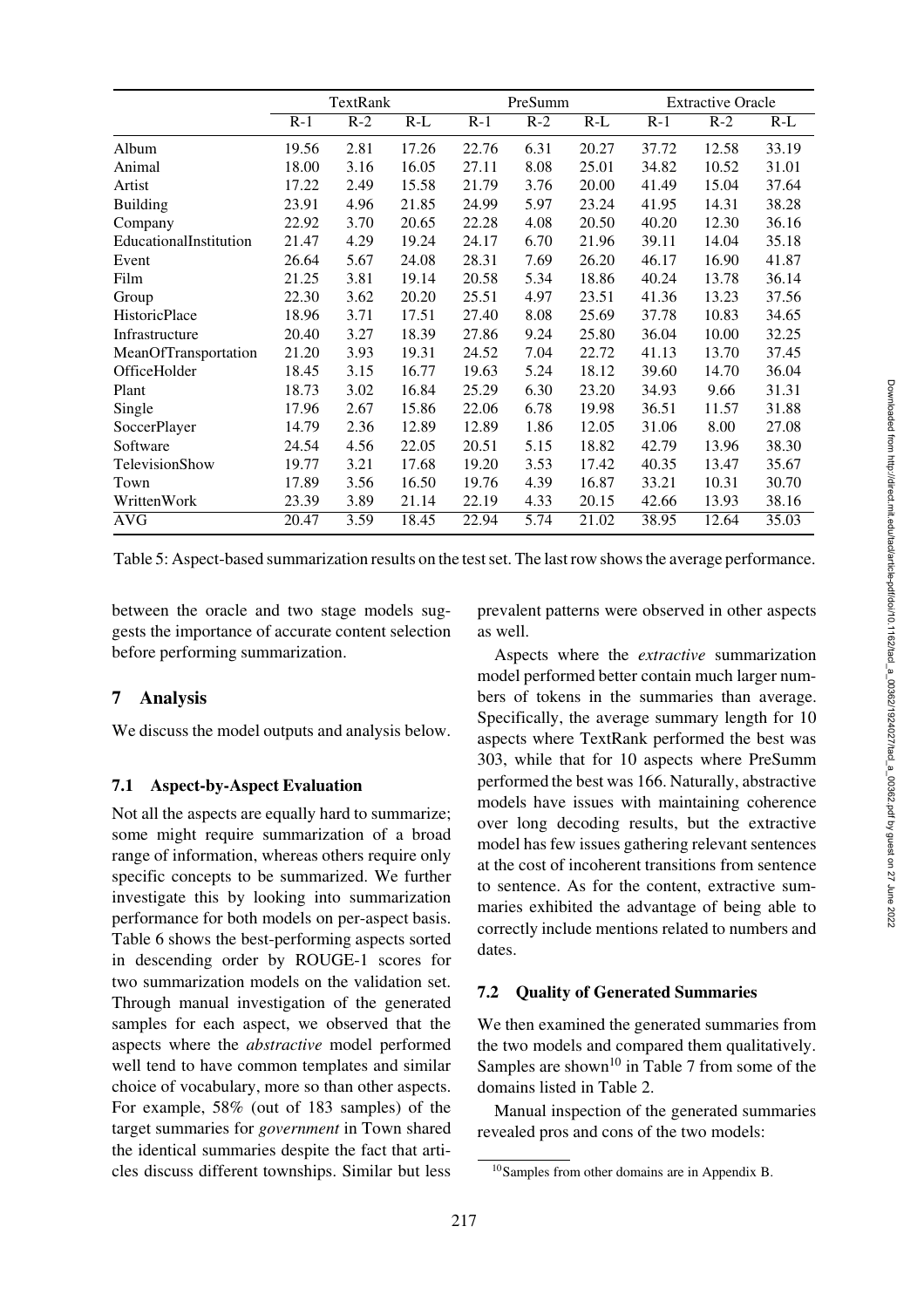|  | TextRank |  |  | PreSumm |  |  | Extractive Oracle |  |  |
|---|---|---|---|---|---|---|---|---|---|
|  | R-1 | R-2 | R-L | R-1 | R-2 | R-L | R-1 | R-2 | R-L |
| Album | 19.56 | 2.81 | 17.26 | 22.76 | 6.31 | 20.27 | 37.72 | 12.58 | 33.19 |
| Animal | 18.00 | 3.16 | 16.05 | 27.11 | 8.08 | 25.01 | 34.82 | 10.52 | 31.01 |
| Artist | 17.22 | 2.49 | 15.58 | 21.79 | 3.76 | 20.00 | 41.49 | 15.04 | 37.64 |
| Building | 23.91 | 4.96 | 21.85 | 24.99 | 5.97 | 23.24 | 41.95 | 14.31 | 38.28 |
| Company | 22.92 | 3.70 | 20.65 | 22.28 | 4.08 | 20.50 | 40.20 | 12.30 | 36.16 |
| EducationalInstitution | 21.47 | 4.29 | 19.24 | 24.17 | 6.70 | 21.96 | 39.11 | 14.04 | 35.18 |
| Event | 26.64 | 5.67 | 24.08 | 28.31 | 7.69 | 26.20 | 46.17 | 16.90 | 41.87 |
| Film | 21.25 | 3.81 | 19.14 | 20.58 | 5.34 | 18.86 | 40.24 | 13.78 | 36.14 |
| Group | 22.30 | 3.62 | 20.20 | 25.51 | 4.97 | 23.51 | 41.36 | 13.23 | 37.56 |
| HistoricPlace | 18.96 | 3.71 | 17.51 | 27.40 | 8.08 | 25.69 | 37.78 | 10.83 | 34.65 |
| Infrastructure | 20.40 | 3.27 | 18.39 | 27.86 | 9.24 | 25.80 | 36.04 | 10.00 | 32.25 |
| MeanOfTransportation | 21.20 | 3.93 | 19.31 | 24.52 | 7.04 | 22.72 | 41.13 | 13.70 | 37.45 |
| OfficeHolder | 18.45 | 3.15 | 16.77 | 19.63 | 5.24 | 18.12 | 39.60 | 14.70 | 36.04 |
| Plant | 18.73 | 3.02 | 16.84 | 25.29 | 6.30 | 23.20 | 34.93 | 9.66 | 31.31 |
| Single | 17.96 | 2.67 | 15.86 | 22.06 | 6.78 | 19.98 | 36.51 | 11.57 | 31.88 |
| SoccerPlayer | 14.79 | 2.36 | 12.89 | 12.89 | 1.86 | 12.05 | 31.06 | 8.00 | 27.08 |
| Software | 24.54 | 4.56 | 22.05 | 20.51 | 5.15 | 18.82 | 42.79 | 13.96 | 38.30 |
| TelevisionShow | 19.77 | 3.21 | 17.68 | 19.20 | 3.53 | 17.42 | 40.35 | 13.47 | 35.67 |
| Town | 17.89 | 3.56 | 16.50 | 19.76 | 4.39 | 16.87 | 33.21 | 10.31 | 30.70 |
| WrittenWork | 23.39 | 3.89 | 21.14 | 22.19 | 4.33 | 20.15 | 42.66 | 13.93 | 38.16 |
| AVG | 20.47 | 3.59 | 18.45 | 22.94 | 5.74 | 21.02 | 38.95 | 12.64 | 35.03 |

Table 5: Aspect-based summarization results on the test set. The last row shows the average performance.

between the oracle and two stage models suggests the importance of accurate content selection before performing summarization.

## 7 Analysis

We discuss the model outputs and analysis below.

### 7.1 Aspect-by-Aspect Evaluation

Not all the aspects are equally hard to summarize; some might require summarization of a broad range of information, whereas others require only specific concepts to be summarized. We further investigate this by looking into summarization performance for both models on per-aspect basis. Table 6 shows the best-performing aspects sorted in descending order by ROUGE-1 scores for two summarization models on the validation set. Through manual investigation of the generated samples for each aspect, we observed that the aspects where the *abstractive* model performed well tend to have common templates and similar choice of vocabulary, more so than other aspects. For example, 58% (out of 183 samples) of the target summaries for *government* in Town shared the identical summaries despite the fact that articles discuss different townships. Similar but less prevalent patterns were observed in other aspects as well.

Aspects where the *extractive* summarization model performed better contain much larger numbers of tokens in the summaries than average. Specifically, the average summary length for 10 aspects where TextRank performed the best was 303, while that for 10 aspects where PreSumm performed the best was 166. Naturally, abstractive models have issues with maintaining coherence over long decoding results, but the extractive model has few issues gathering relevant sentences at the cost of incoherent transitions from sentence to sentence. As for the content, extractive summaries exhibited the advantage of being able to correctly include mentions related to numbers and dates.

### 7.2 Quality of Generated Summaries

We then examined the generated summaries from the two models and compared them qualitatively. Samples are shown[10] in Table 7 from some of the domains listed in Table 2.

Manual inspection of the generated summaries revealed pros and cons of the two models:

[10] Samples from other domains are in Appendix B.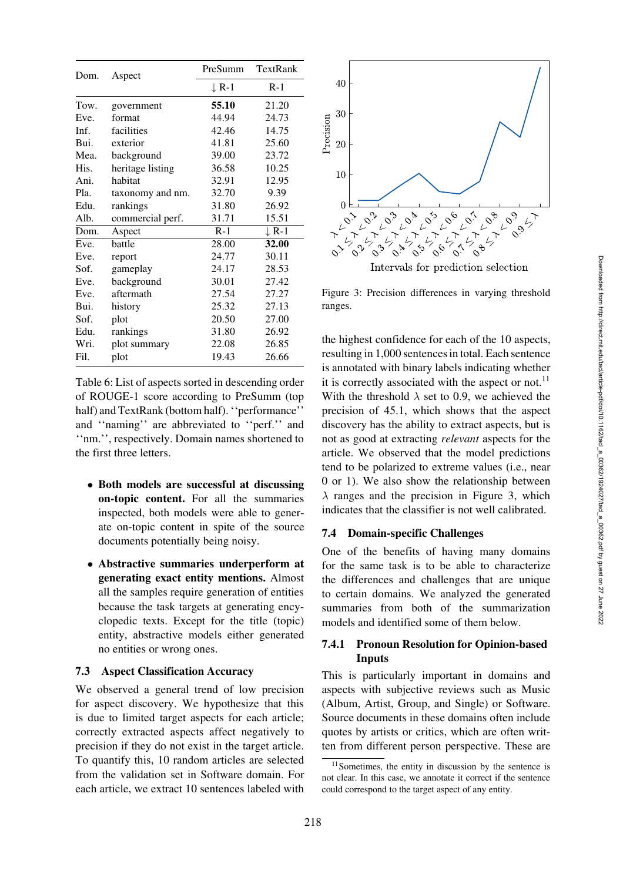| Dom. | Aspect | PreSumm | TextRank |
|---|---|---|---|
| | | ↓ R-1 | R-1 |
| Tow. | government | **55.10** | 21.20 |
| Eve. | format | 44.94 | 24.73 |
| Inf. | facilities | 42.46 | 14.75 |
| Bui. | exterior | 41.81 | 25.60 |
| Mea. | background | 39.00 | 23.72 |
| His. | heritage listing | 36.58 | 10.25 |
| Ani. | habitat | 32.91 | 12.95 |
| Pla. | taxonomy and nm. | 32.70 | 9.39 |
| Edu. | rankings | 31.80 | 26.92 |
| Alb. | commercial perf. | 31.71 | 15.51 |
| Dom. | Aspect | R-1 | ↓ R-1 |
| Eve. | battle | 28.00 | **32.00** |
| Eve. | report | 24.77 | 30.11 |
| Sof. | gameplay | 24.17 | 28.53 |
| Eve. | background | 30.01 | 27.42 |
| Eve. | aftermath | 27.54 | 27.27 |
| Bui. | history | 25.32 | 27.13 |
| Sof. | plot | 20.50 | 27.00 |
| Edu. | rankings | 31.80 | 26.92 |
| Wri. | plot summary | 22.08 | 26.85 |
| Fil. | plot | 19.43 | 26.66 |

Table 6: List of aspects sorted in descending order of ROUGE-1 score according to PreSumm (top half) and TextRank (bottom half). ''performance'' and ''naming'' are abbreviated to ''perf.'' and ''nm.'', respectively. Domain names shortened to the first three letters.

- **Both models are successful at discussing on-topic content.** For all the summaries inspected, both models were able to generate on-topic content in spite of the source documents potentially being noisy.
- **Abstractive summaries underperform at generating exact entity mentions.** Almost all the samples require generation of entities because the task targets at generating encyclopedic texts. Except for the title (topic) entity, abstractive models either generated no entities or wrong ones.

### 7.3 Aspect Classification Accuracy

We observed a general trend of low precision for aspect discovery. We hypothesize that this is due to limited target aspects for each article; correctly extracted aspects affect negatively to precision if they do not exist in the target article. To quantify this, 10 random articles are selected from the validation set in Software domain. For each article, we extract 10 sentences labeled with the highest confidence for each of the 10 aspects, resulting in 1,000 sentences in total. Each sentence is annotated with binary labels indicating whether it is correctly associated with the aspect or not.[11] With the threshold $\lambda$ set to 0.9, we achieved the precision of 45.1, which shows that the aspect discovery has the ability to extract aspects, but is not as good at extracting *relevant* aspects for the article. We observed that the model predictions tend to be polarized to extreme values (i.e., near 0 or 1). We also show the relationship between $\lambda$ ranges and the precision in Figure 3, which indicates that the classifier is not well calibrated.

Figure 3: Precision differences in varying threshold ranges.

### 7.4 Domain-specific Challenges

One of the benefits of having many domains for the same task is to be able to characterize the differences and challenges that are unique to certain domains. We analyzed the generated summaries from both of the summarization models and identified some of them below.

#### 7.4.1 Pronoun Resolution for Opinion-based Inputs

This is particularly important in domains and aspects with subjective reviews such as Music (Album, Artist, Group, and Single) or Software. Source documents in these domains often include quotes by artists or critics, which are often written from different person perspective. These are

[11] Sometimes, the entity in discussion by the sentence is not clear. In this case, we annotate it correct if the sentence could correspond to the target aspect of any entity.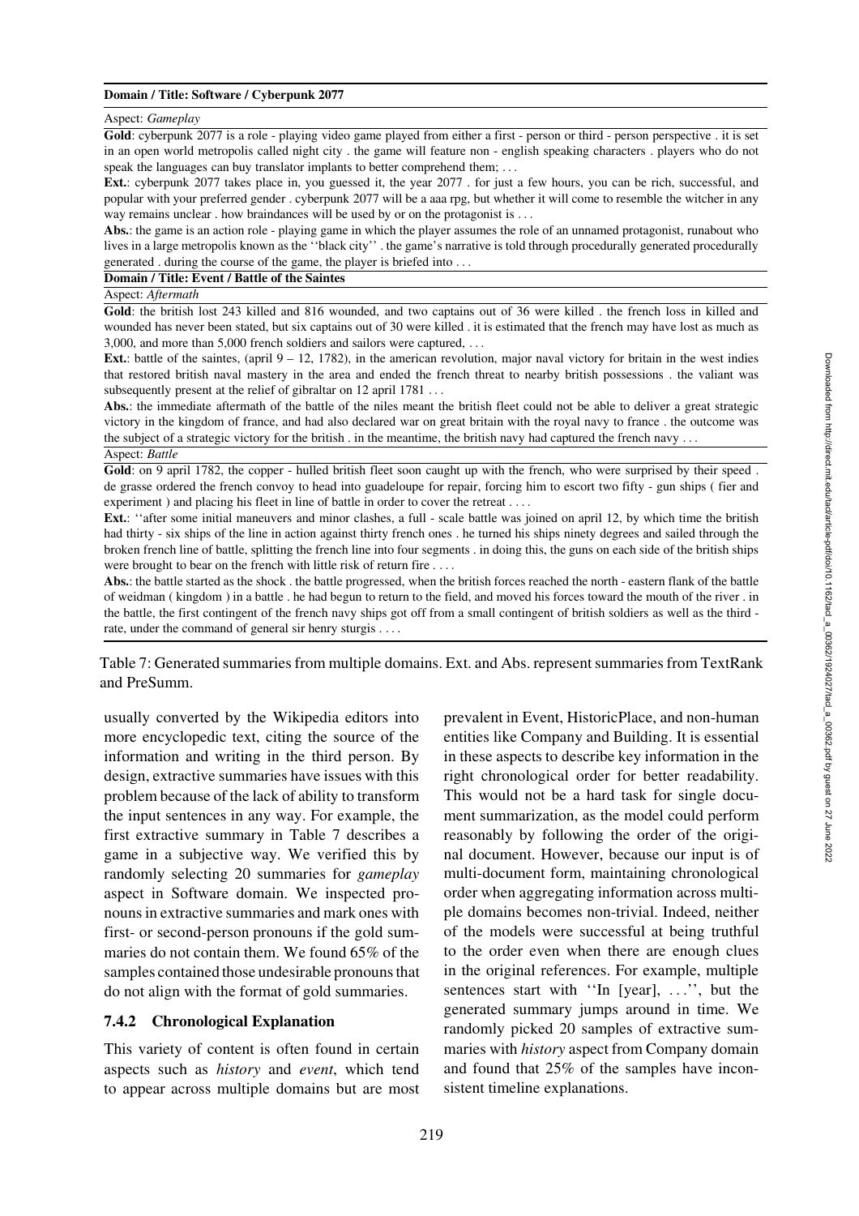**Domain / Title: Software / Cyberpunk 2077**

Aspect: *Gameplay*

**Gold**: cyberpunk 2077 is a role - playing video game played from either a first - person or third - person perspective . it is set in an open world metropolis called night city . the game will feature non - english speaking characters . players who do not speak the languages can buy translator implants to better comprehend them; . . .

**Ext.**: cyberpunk 2077 takes place in, you guessed it, the year 2077 . for just a few hours, you can be rich, successful, and popular with your preferred gender . cyberpunk 2077 will be a aaa rpg, but whether it will come to resemble the witcher in any way remains unclear . how braindances will be used by or on the protagonist is . . .

**Abs.**: the game is an action role - playing game in which the player assumes the role of an unnamed protagonist, runabout who lives in a large metropolis known as the ''black city'' . the game's narrative is told through procedurally generated procedurally generated . during the course of the game, the player is briefed into . . .

**Domain / Title: Event / Battle of the Saintes**

Aspect: *Aftermath*

**Gold**: the british lost 243 killed and 816 wounded, and two captains out of 36 were killed . the french loss in killed and wounded has never been stated, but six captains out of 30 were killed . it is estimated that the french may have lost as much as 3,000, and more than 5,000 french soldiers and sailors were captured, . . .

**Ext.**: battle of the saintes, (april 9 – 12, 1782), in the american revolution, major naval victory for britain in the west indies that restored british naval mastery in the area and ended the french threat to nearby british possessions . the valiant was subsequently present at the relief of gibraltar on 12 april 1781 . . .

**Abs.**: the immediate aftermath of the battle of the niles meant the british fleet could not be able to deliver a great strategic victory in the kingdom of france, and had also declared war on great britain with the royal navy to france . the outcome was the subject of a strategic victory for the british . in the meantime, the british navy had captured the french navy . . .

Aspect: *Battle*

**Gold**: on 9 april 1782, the copper - hulled british fleet soon caught up with the french, who were surprised by their speed . de grasse ordered the french convoy to head into guadeloupe for repair, forcing him to escort two fifty - gun ships ( fier and experiment ) and placing his fleet in line of battle in order to cover the retreat . . . .

**Ext.**: ''after some initial maneuvers and minor clashes, a full - scale battle was joined on april 12, by which time the british had thirty - six ships of the line in action against thirty french ones . he turned his ships ninety degrees and sailed through the broken french line of battle, splitting the french line into four segments . in doing this, the guns on each side of the british ships were brought to bear on the french with little risk of return fire . . . .

**Abs.**: the battle started as the shock . the battle progressed, when the british forces reached the north - eastern flank of the battle of weidman ( kingdom ) in a battle . he had begun to return to the field, and moved his forces toward the mouth of the river . in the battle, the first contingent of the french navy ships got off from a small contingent of british soldiers as well as the third - rate, under the command of general sir henry sturgis . . . .

Table 7: Generated summaries from multiple domains. Ext. and Abs. represent summaries from TextRank and PreSumm.

usually converted by the Wikipedia editors into more encyclopedic text, citing the source of the information and writing in the third person. By design, extractive summaries have issues with this problem because of the lack of ability to transform the input sentences in any way. For example, the first extractive summary in Table 7 describes a game in a subjective way. We verified this by randomly selecting 20 summaries for *gameplay* aspect in Software domain. We inspected pronouns in extractive summaries and mark ones with first- or second-person pronouns if the gold summaries do not contain them. We found 65% of the samples contained those undesirable pronouns that do not align with the format of gold summaries.

#### 7.4.2 Chronological Explanation

This variety of content is often found in certain aspects such as *history* and *event*, which tend to appear across multiple domains but are most prevalent in Event, HistoricPlace, and non-human entities like Company and Building. It is essential in these aspects to describe key information in the right chronological order for better readability. This would not be a hard task for single document summarization, as the model could perform reasonably by following the order of the original document. However, because our input is of multi-document form, maintaining chronological order when aggregating information across multiple domains becomes non-trivial. Indeed, neither of the models were successful at being truthful to the order even when there are enough clues in the original references. For example, multiple sentences start with ''In [year], . . .'', but the generated summary jumps around in time. We randomly picked 20 samples of extractive summaries with *history* aspect from Company domain and found that 25% of the samples have inconsistent timeline explanations.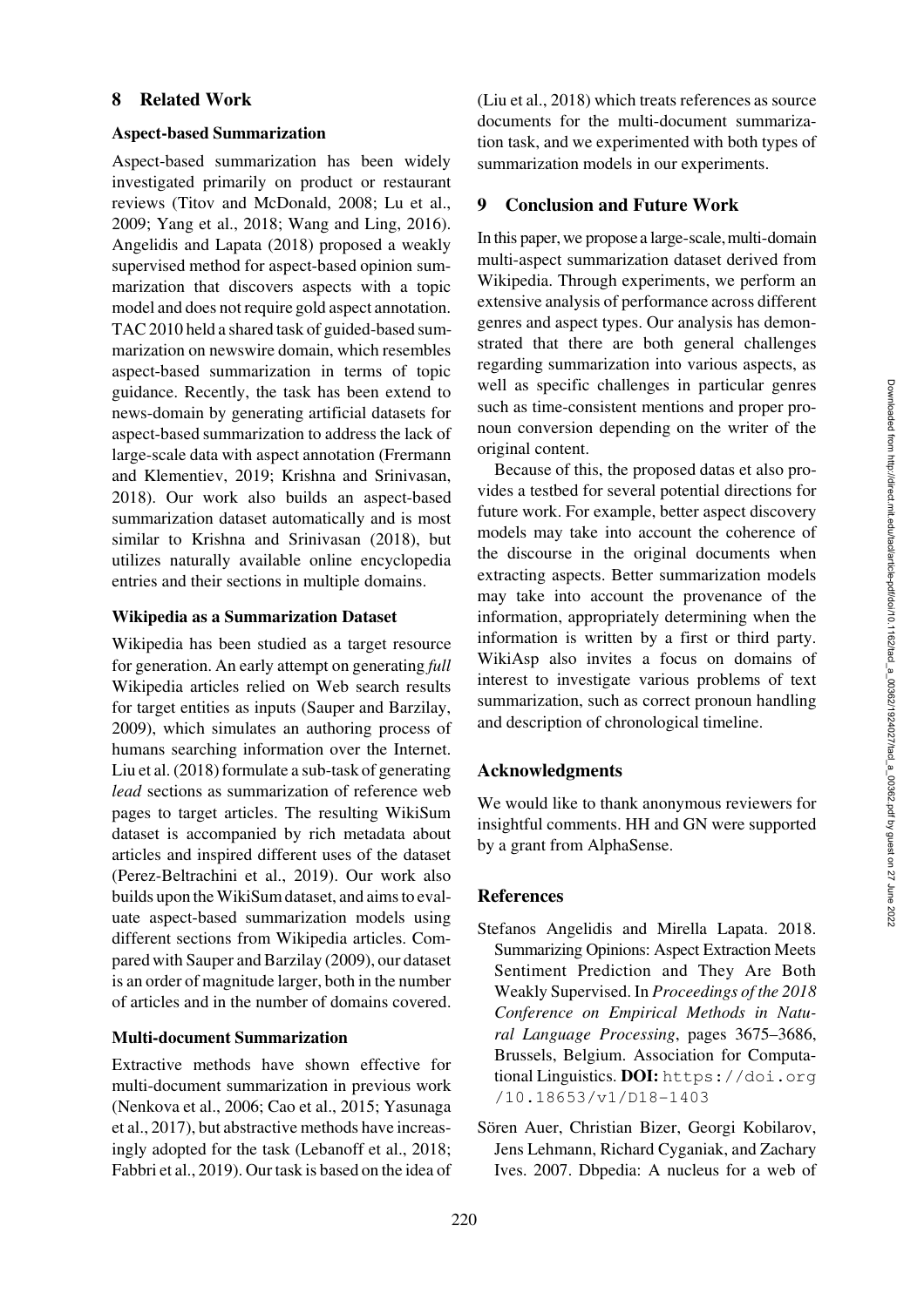## 8 Related Work

### Aspect-based Summarization

Aspect-based summarization has been widely investigated primarily on product or restaurant reviews (Titov and McDonald, 2008; Lu et al., 2009; Yang et al., 2018; Wang and Ling, 2016). Angelidis and Lapata (2018) proposed a weakly supervised method for aspect-based opinion summarization that discovers aspects with a topic model and does not require gold aspect annotation. TAC 2010 held a shared task of guided-based summarization on newswire domain, which resembles aspect-based summarization in terms of topic guidance. Recently, the task has been extend to news-domain by generating artificial datasets for aspect-based summarization to address the lack of large-scale data with aspect annotation (Frermann and Klementiev, 2019; Krishna and Srinivasan, 2018). Our work also builds an aspect-based summarization dataset automatically and is most similar to Krishna and Srinivasan (2018), but utilizes naturally available online encyclopedia entries and their sections in multiple domains.

### Wikipedia as a Summarization Dataset

Wikipedia has been studied as a target resource for generation. An early attempt on generating *full* Wikipedia articles relied on Web search results for target entities as inputs (Sauper and Barzilay, 2009), which simulates an authoring process of humans searching information over the Internet. Liu et al. (2018) formulate a sub-task of generating *lead* sections as summarization of reference web pages to target articles. The resulting WikiSum dataset is accompanied by rich metadata about articles and inspired different uses of the dataset (Perez-Beltrachini et al., 2019). Our work also builds upon the WikiSum dataset, and aims to evaluate aspect-based summarization models using different sections from Wikipedia articles. Compared with Sauper and Barzilay (2009), our dataset is an order of magnitude larger, both in the number of articles and in the number of domains covered.

### Multi-document Summarization

Extractive methods have shown effective for multi-document summarization in previous work (Nenkova et al., 2006; Cao et al., 2015; Yasunaga et al., 2017), but abstractive methods have increasingly adopted for the task (Lebanoff et al., 2018; Fabbri et al., 2019). Our task is based on the idea of (Liu et al., 2018) which treats references as source documents for the multi-document summarization task, and we experimented with both types of summarization models in our experiments.

## 9 Conclusion and Future Work

In this paper, we propose a large-scale, multi-domain multi-aspect summarization dataset derived from Wikipedia. Through experiments, we perform an extensive analysis of performance across different genres and aspect types. Our analysis has demonstrated that there are both general challenges regarding summarization into various aspects, as well as specific challenges in particular genres such as time-consistent mentions and proper pronoun conversion depending on the writer of the original content.

Because of this, the proposed datas et also provides a testbed for several potential directions for future work. For example, better aspect discovery models may take into account the coherence of the discourse in the original documents when extracting aspects. Better summarization models may take into account the provenance of the information, appropriately determining when the information is written by a first or third party. WikiAsp also invites a focus on domains of interest to investigate various problems of text summarization, such as correct pronoun handling and description of chronological timeline.

## Acknowledgments

We would like to thank anonymous reviewers for insightful comments. HH and GN were supported by a grant from AlphaSense.

## References

Stefanos Angelidis and Mirella Lapata. 2018. Summarizing Opinions: Aspect Extraction Meets Sentiment Prediction and They Are Both Weakly Supervised. In *Proceedings of the 2018 Conference on Empirical Methods in Natural Language Processing*, pages 3675–3686, Brussels, Belgium. Association for Computational Linguistics. **DOI:** https://doi.org/10.18653/v1/D18-1403

Sören Auer, Christian Bizer, Georgi Kobilarov, Jens Lehmann, Richard Cyganiak, and Zachary Ives. 2007. Dbpedia: A nucleus for a web of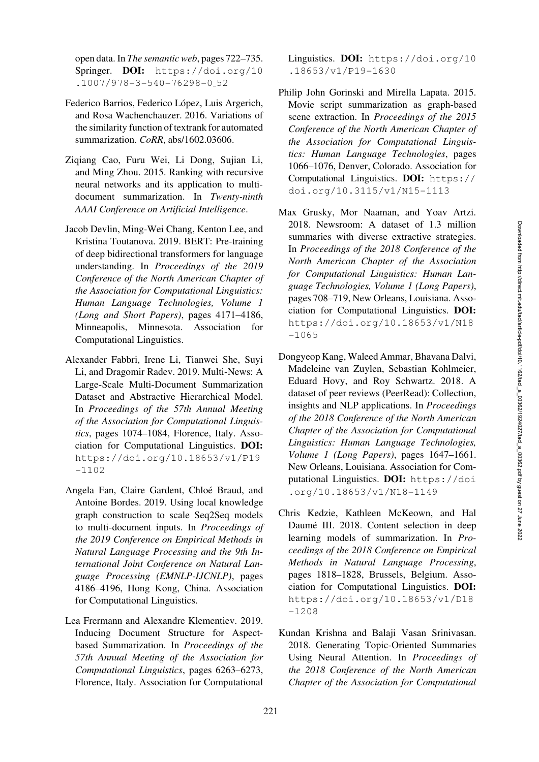open data. In *The semantic web*, pages 722–735. Springer. **DOI:** https://doi.org/10.1007/978-3-540-76298-0_52

Federico Barrios, Federico López, Luis Argerich, and Rosa Wachenchauzer. 2016. Variations of the similarity function of textrank for automated summarization. *CoRR*, abs/1602.03606.

Ziqiang Cao, Furu Wei, Li Dong, Sujian Li, and Ming Zhou. 2015. Ranking with recursive neural networks and its application to multi-document summarization. In *Twenty-ninth AAAI Conference on Artificial Intelligence*.

Jacob Devlin, Ming-Wei Chang, Kenton Lee, and Kristina Toutanova. 2019. BERT: Pre-training of deep bidirectional transformers for language understanding. In *Proceedings of the 2019 Conference of the North American Chapter of the Association for Computational Linguistics: Human Language Technologies, Volume 1 (Long and Short Papers)*, pages 4171–4186, Minneapolis, Minnesota. Association for Computational Linguistics.

Alexander Fabbri, Irene Li, Tianwei She, Suyi Li, and Dragomir Radev. 2019. Multi-News: A Large-Scale Multi-Document Summarization Dataset and Abstractive Hierarchical Model. In *Proceedings of the 57th Annual Meeting of the Association for Computational Linguistics*, pages 1074–1084, Florence, Italy. Association for Computational Linguistics. **DOI:** https://doi.org/10.18653/v1/P19-1102

Angela Fan, Claire Gardent, Chloé Braud, and Antoine Bordes. 2019. Using local knowledge graph construction to scale Seq2Seq models to multi-document inputs. In *Proceedings of the 2019 Conference on Empirical Methods in Natural Language Processing and the 9th International Joint Conference on Natural Language Processing (EMNLP-IJCNLP)*, pages 4186–4196, Hong Kong, China. Association for Computational Linguistics.

Lea Frermann and Alexandre Klementiev. 2019. Inducing Document Structure for Aspect-based Summarization. In *Proceedings of the 57th Annual Meeting of the Association for Computational Linguistics*, pages 6263–6273, Florence, Italy. Association for Computational Linguistics. **DOI:** https://doi.org/10.18653/v1/P19-1630

Philip John Gorinski and Mirella Lapata. 2015. Movie script summarization as graph-based scene extraction. In *Proceedings of the 2015 Conference of the North American Chapter of the Association for Computational Linguistics: Human Language Technologies*, pages 1066–1076, Denver, Colorado. Association for Computational Linguistics. **DOI:** https://doi.org/10.3115/v1/N15-1113

Max Grusky, Mor Naaman, and Yoav Artzi. 2018. Newsroom: A dataset of 1.3 million summaries with diverse extractive strategies. In *Proceedings of the 2018 Conference of the North American Chapter of the Association for Computational Linguistics: Human Language Technologies, Volume 1 (Long Papers)*, pages 708–719, New Orleans, Louisiana. Association for Computational Linguistics. **DOI:** https://doi.org/10.18653/v1/N18-1065

Dongyeop Kang, Waleed Ammar, Bhavana Dalvi, Madeleine van Zuylen, Sebastian Kohlmeier, Eduard Hovy, and Roy Schwartz. 2018. A dataset of peer reviews (PeerRead): Collection, insights and NLP applications. In *Proceedings of the 2018 Conference of the North American Chapter of the Association for Computational Linguistics: Human Language Technologies, Volume 1 (Long Papers)*, pages 1647–1661. New Orleans, Louisiana. Association for Computational Linguistics. **DOI:** https://doi.org/10.18653/v1/N18-1149

Chris Kedzie, Kathleen McKeown, and Hal Daumé III. 2018. Content selection in deep learning models of summarization. In *Proceedings of the 2018 Conference on Empirical Methods in Natural Language Processing*, pages 1818–1828, Brussels, Belgium. Association for Computational Linguistics. **DOI:** https://doi.org/10.18653/v1/D18-1208

Kundan Krishna and Balaji Vasan Srinivasan. 2018. Generating Topic-Oriented Summaries Using Neural Attention. In *Proceedings of the 2018 Conference of the North American Chapter of the Association for Computational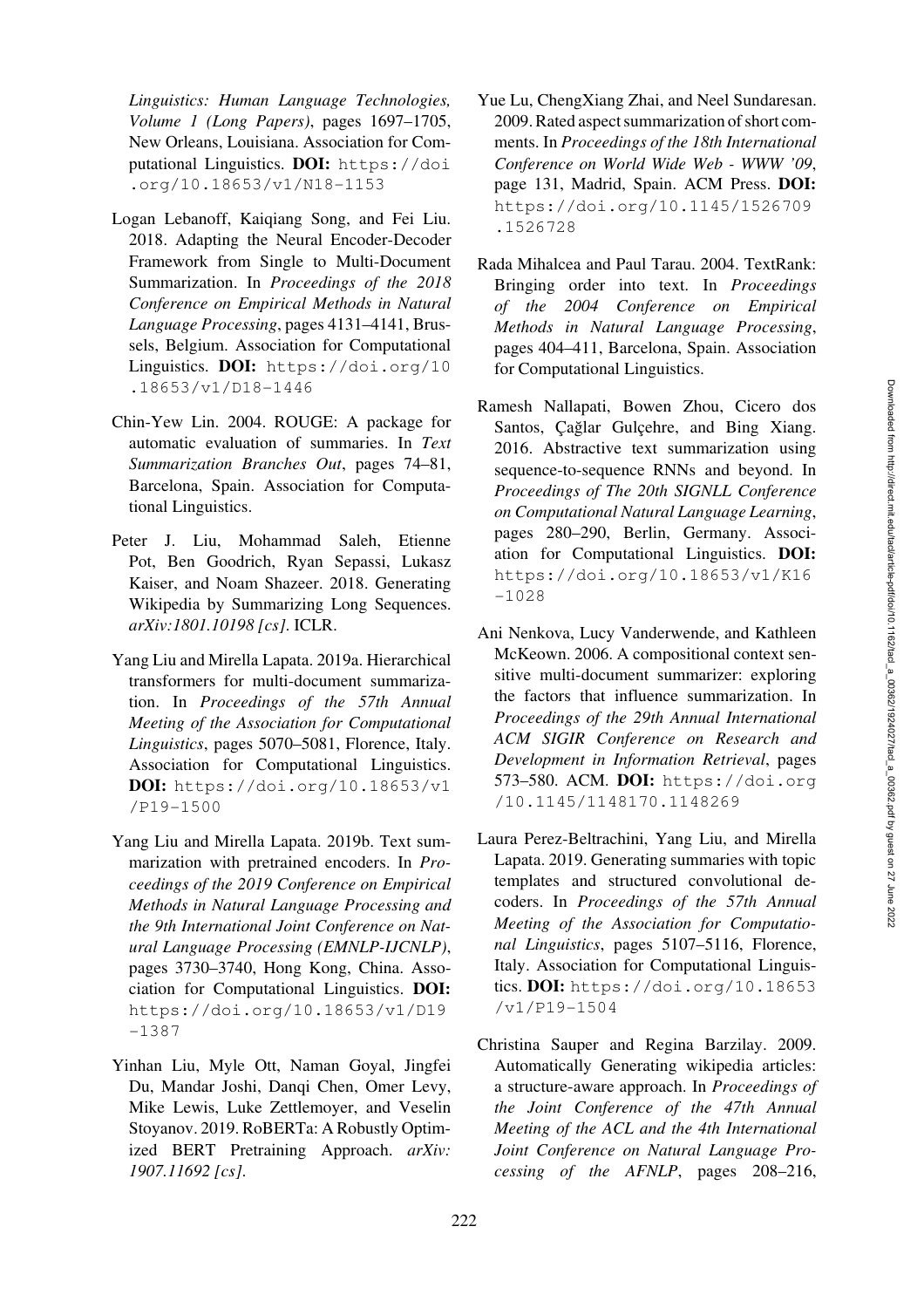*Linguistics: Human Language Technologies, Volume 1 (Long Papers)*, pages 1697–1705, New Orleans, Louisiana. Association for Computational Linguistics. **DOI:** https://doi.org/10.18653/v1/N18-1153

Logan Lebanoff, Kaiqiang Song, and Fei Liu. 2018. Adapting the Neural Encoder-Decoder Framework from Single to Multi-Document Summarization. In *Proceedings of the 2018 Conference on Empirical Methods in Natural Language Processing*, pages 4131–4141, Brussels, Belgium. Association for Computational Linguistics. **DOI:** https://doi.org/10.18653/v1/D18-1446

Chin-Yew Lin. 2004. ROUGE: A package for automatic evaluation of summaries. In *Text Summarization Branches Out*, pages 74–81, Barcelona, Spain. Association for Computational Linguistics.

Peter J. Liu, Mohammad Saleh, Etienne Pot, Ben Goodrich, Ryan Sepassi, Lukasz Kaiser, and Noam Shazeer. 2018. Generating Wikipedia by Summarizing Long Sequences. *arXiv:1801.10198 [cs]*. ICLR.

Yang Liu and Mirella Lapata. 2019a. Hierarchical transformers for multi-document summarization. In *Proceedings of the 57th Annual Meeting of the Association for Computational Linguistics*, pages 5070–5081, Florence, Italy. Association for Computational Linguistics. **DOI:** https://doi.org/10.18653/v1/P19-1500

Yang Liu and Mirella Lapata. 2019b. Text summarization with pretrained encoders. In *Proceedings of the 2019 Conference on Empirical Methods in Natural Language Processing and the 9th International Joint Conference on Natural Language Processing (EMNLP-IJCNLP)*, pages 3730–3740, Hong Kong, China. Association for Computational Linguistics. **DOI:** https://doi.org/10.18653/v1/D19-1387

Yinhan Liu, Myle Ott, Naman Goyal, Jingfei Du, Mandar Joshi, Danqi Chen, Omer Levy, Mike Lewis, Luke Zettlemoyer, and Veselin Stoyanov. 2019. RoBERTa: A Robustly Optimized BERT Pretraining Approach. *arXiv: 1907.11692 [cs]*.

Yue Lu, ChengXiang Zhai, and Neel Sundaresan. 2009. Rated aspect summarization of short comments. In *Proceedings of the 18th International Conference on World Wide Web - WWW '09*, page 131, Madrid, Spain. ACM Press. **DOI:** https://doi.org/10.1145/1526709.1526728

Rada Mihalcea and Paul Tarau. 2004. TextRank: Bringing order into text. In *Proceedings of the 2004 Conference on Empirical Methods in Natural Language Processing*, pages 404–411, Barcelona, Spain. Association for Computational Linguistics.

Ramesh Nallapati, Bowen Zhou, Cicero dos Santos, Çağlar Gulçehre, and Bing Xiang. 2016. Abstractive text summarization using sequence-to-sequence RNNs and beyond. In *Proceedings of The 20th SIGNLL Conference on Computational Natural Language Learning*, pages 280–290, Berlin, Germany. Association for Computational Linguistics. **DOI:** https://doi.org/10.18653/v1/K16-1028

Ani Nenkova, Lucy Vanderwende, and Kathleen McKeown. 2006. A compositional context sensitive multi-document summarizer: exploring the factors that influence summarization. In *Proceedings of the 29th Annual International ACM SIGIR Conference on Research and Development in Information Retrieval*, pages 573–580. ACM. **DOI:** https://doi.org/10.1145/1148170.1148269

Laura Perez-Beltrachini, Yang Liu, and Mirella Lapata. 2019. Generating summaries with topic templates and structured convolutional decoders. In *Proceedings of the 57th Annual Meeting of the Association for Computational Linguistics*, pages 5107–5116, Florence, Italy. Association for Computational Linguistics. **DOI:** https://doi.org/10.18653/v1/P19-1504

Christina Sauper and Regina Barzilay. 2009. Automatically Generating wikipedia articles: a structure-aware approach. In *Proceedings of the Joint Conference of the 47th Annual Meeting of the ACL and the 4th International Joint Conference on Natural Language Processing of the AFNLP*, pages 208–216,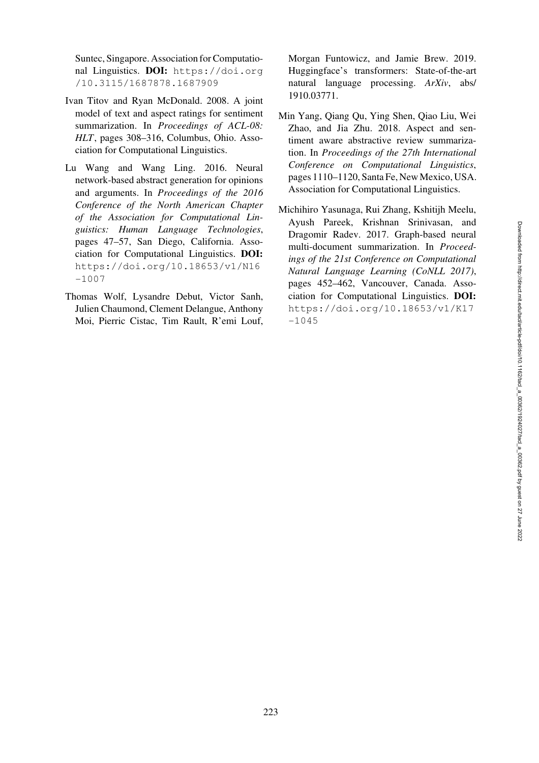Suntec, Singapore. Association for Computational Linguistics. **DOI:** https://doi.org/10.3115/1687878.1687909

Ivan Titov and Ryan McDonald. 2008. A joint model of text and aspect ratings for sentiment summarization. In *Proceedings of ACL-08: HLT*, pages 308–316, Columbus, Ohio. Association for Computational Linguistics.

Lu Wang and Wang Ling. 2016. Neural network-based abstract generation for opinions and arguments. In *Proceedings of the 2016 Conference of the North American Chapter of the Association for Computational Linguistics: Human Language Technologies*, pages 47–57, San Diego, California. Association for Computational Linguistics. **DOI:** https://doi.org/10.18653/v1/N16-1007

Thomas Wolf, Lysandre Debut, Victor Sanh, Julien Chaumond, Clement Delangue, Anthony Moi, Pierric Cistac, Tim Rault, R'emi Louf, Morgan Funtowicz, and Jamie Brew. 2019. Huggingface's transformers: State-of-the-art natural language processing. *ArXiv*, abs/1910.03771.

Min Yang, Qiang Qu, Ying Shen, Qiao Liu, Wei Zhao, and Jia Zhu. 2018. Aspect and sentiment aware abstractive review summarization. In *Proceedings of the 27th International Conference on Computational Linguistics*, pages 1110–1120, Santa Fe, New Mexico, USA. Association for Computational Linguistics.

Michihiro Yasunaga, Rui Zhang, Kshitijh Meelu, Ayush Pareek, Krishnan Srinivasan, and Dragomir Radev. 2017. Graph-based neural multi-document summarization. In *Proceedings of the 21st Conference on Computational Natural Language Learning (CoNLL 2017)*, pages 452–462, Vancouver, Canada. Association for Computational Linguistics. **DOI:** https://doi.org/10.18653/v1/K17-1045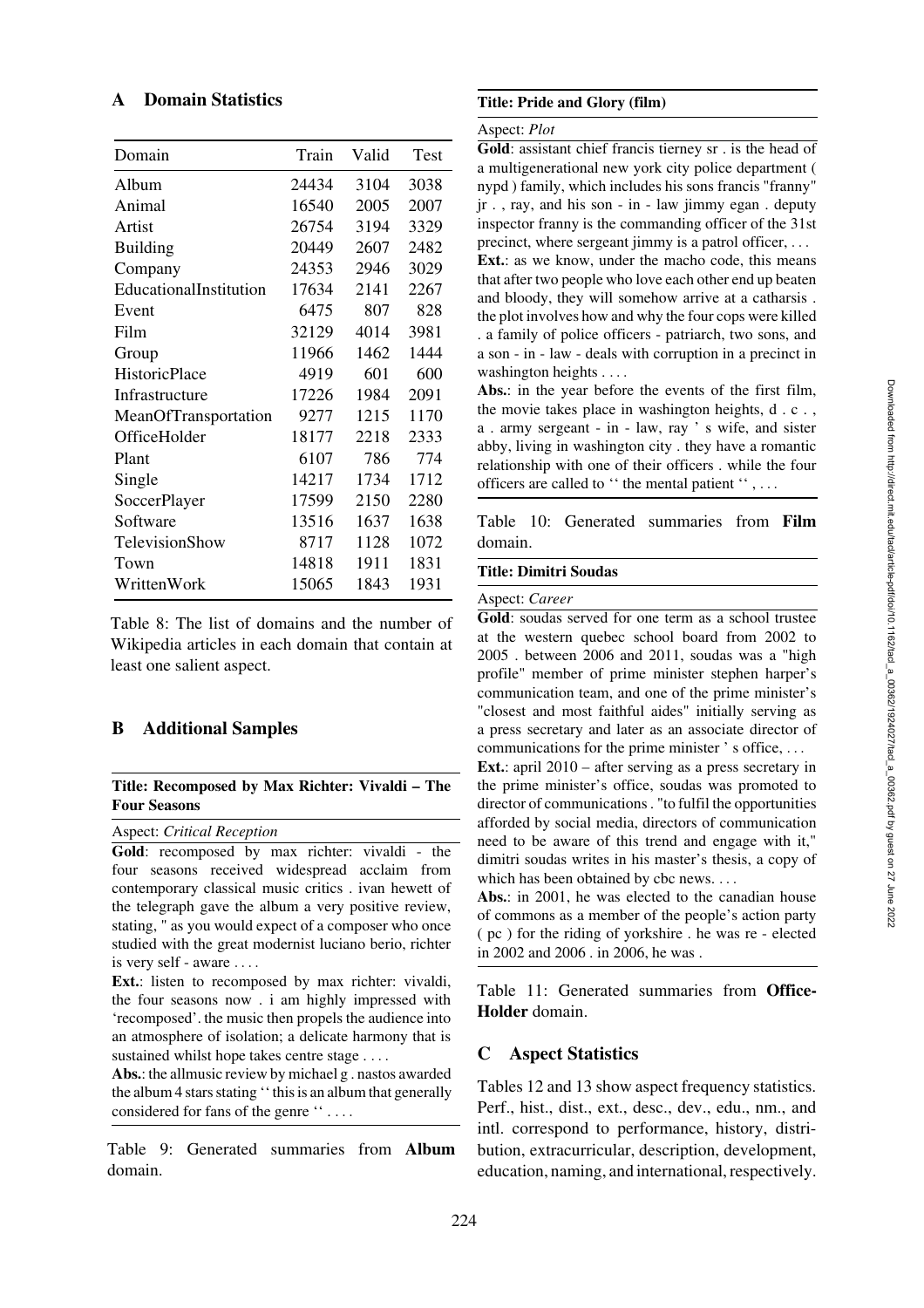## A Domain Statistics

| Domain | Train | Valid | Test |
|---|---|---|---|
| Album | 24434 | 3104 | 3038 |
| Animal | 16540 | 2005 | 2007 |
| Artist | 26754 | 3194 | 3329 |
| Building | 20449 | 2607 | 2482 |
| Company | 24353 | 2946 | 3029 |
| EducationalInstitution | 17634 | 2141 | 2267 |
| Event | 6475 | 807 | 828 |
| Film | 32129 | 4014 | 3981 |
| Group | 11966 | 1462 | 1444 |
| HistoricPlace | 4919 | 601 | 600 |
| Infrastructure | 17226 | 1984 | 2091 |
| MeanOfTransportation | 9277 | 1215 | 1170 |
| OfficeHolder | 18177 | 2218 | 2333 |
| Plant | 6107 | 786 | 774 |
| Single | 14217 | 1734 | 1712 |
| SoccerPlayer | 17599 | 2150 | 2280 |
| Software | 13516 | 1637 | 1638 |
| TelevisionShow | 8717 | 1128 | 1072 |
| Town | 14818 | 1911 | 1831 |
| WrittenWork | 15065 | 1843 | 1931 |

Table 8: The list of domains and the number of Wikipedia articles in each domain that contain at least one salient aspect.

## B Additional Samples

**Title: Recomposed by Max Richter: Vivaldi – The Four Seasons**

Aspect: *Critical Reception*

**Gold**: recomposed by max richter: vivaldi - the four seasons received widespread acclaim from contemporary classical music critics . ivan hewett of the telegraph gave the album a very positive review, stating, " as you would expect of a composer who once studied with the great modernist luciano berio, richter is very self - aware . . . .

**Ext.**: listen to recomposed by max richter: vivaldi, the four seasons now . i am highly impressed with 'recomposed'. the music then propels the audience into an atmosphere of isolation; a delicate harmony that is sustained whilst hope takes centre stage . . . .

**Abs.**: the allmusic review by michael g . nastos awarded the album 4 stars stating '' this is an album that generally considered for fans of the genre '' . . . .

Table 9: Generated summaries from **Album** domain.

**Title: Pride and Glory (film)**

Aspect: *Plot*

**Gold**: assistant chief francis tierney sr . is the head of a multigenerational new york city police department ( nypd ) family, which includes his sons francis "franny" jr . , ray, and his son - in - law jimmy egan . deputy inspector franny is the commanding officer of the 31st precinct, where sergeant jimmy is a patrol officer, . . .

**Ext.**: as we know, under the macho code, this means that after two people who love each other end up beaten and bloody, they will somehow arrive at a catharsis . the plot involves how and why the four cops were killed . a family of police officers - patriarch, two sons, and a son - in - law - deals with corruption in a precinct in washington heights . . . .

**Abs.**: in the year before the events of the first film, the movie takes place in washington heights, d . c . , a . army sergeant - in - law, ray ' s wife, and sister abby, living in washington city . they have a romantic relationship with one of their officers . while the four officers are called to '' the mental patient '' , . . .

Table 10: Generated summaries from **Film** domain.

**Title: Dimitri Soudas**

Aspect: *Career*

**Gold**: soudas served for one term as a school trustee at the western quebec school board from 2002 to 2005 . between 2006 and 2011, soudas was a "high profile" member of prime minister stephen harper's communication team, and one of the prime minister's "closest and most faithful aides" initially serving as a press secretary and later as an associate director of communications for the prime minister ' s office, . . .

**Ext.**: april 2010 – after serving as a press secretary in the prime minister's office, soudas was promoted to director of communications . "to fulfil the opportunities afforded by social media, directors of communication need to be aware of this trend and engage with it," dimitri soudas writes in his master's thesis, a copy of which has been obtained by cbc news. . . .

**Abs.**: in 2001, he was elected to the canadian house of commons as a member of the people's action party ( pc ) for the riding of yorkshire . he was re - elected in 2002 and 2006 . in 2006, he was .

Table 11: Generated summaries from **Office-Holder** domain.

## C Aspect Statistics

Tables 12 and 13 show aspect frequency statistics. Perf., hist., dist., ext., desc., dev., edu., nm., and intl. correspond to performance, history, distribution, extracurricular, description, development, education, naming, and international, respectively.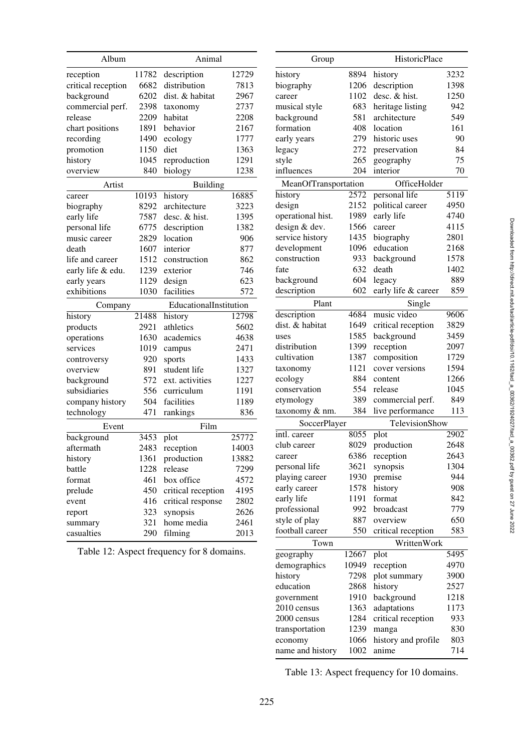| Album | | Animal | |
|---|---|---|---|
| reception | 11782 | description | 12729 |
| critical reception | 6682 | distribution | 7813 |
| background | 6202 | dist. & habitat | 2967 |
| commercial perf. | 2398 | taxonomy | 2737 |
| release | 2209 | habitat | 2208 |
| chart positions | 1891 | behavior | 2167 |
| recording | 1490 | ecology | 1777 |
| promotion | 1150 | diet | 1363 |
| history | 1045 | reproduction | 1291 |
| overview | 840 | biology | 1238 |
| **Artist** | | **Building** | |
| career | 10193 | history | 16885 |
| biography | 8292 | architecture | 3223 |
| early life | 7587 | desc. & hist. | 1395 |
| personal life | 6775 | description | 1382 |
| music career | 2829 | location | 906 |
| death | 1607 | interior | 877 |
| life and career | 1512 | construction | 862 |
| early life & edu. | 1239 | exterior | 746 |
| early years | 1129 | design | 623 |
| exhibitions | 1030 | facilities | 572 |
| **Company** | | **EducationalInstitution** | |
| history | 21488 | history | 12798 |
| products | 2921 | athletics | 5602 |
| operations | 1630 | academics | 4638 |
| services | 1019 | campus | 2471 |
| controversy | 920 | sports | 1433 |
| overview | 891 | student life | 1327 |
| background | 572 | ext. activities | 1227 |
| subsidiaries | 556 | curriculum | 1191 |
| company history | 504 | facilities | 1189 |
| technology | 471 | rankings | 836 |
| **Event** | | **Film** | |
| background | 3453 | plot | 25772 |
| aftermath | 2483 | reception | 14003 |
| history | 1361 | production | 13882 |
| battle | 1228 | release | 7299 |
| format | 461 | box office | 4572 |
| prelude | 450 | critical reception | 4195 |
| event | 416 | critical response | 2802 |
| report | 323 | synopsis | 2626 |
| summary | 321 | home media | 2461 |
| casualties | 290 | filming | 2013 |

Table 12: Aspect frequency for 8 domains.

| Group | | HistoricPlace | |
|---|---|---|---|
| history | 8894 | history | 3232 |
| biography | 1206 | description | 1398 |
| career | 1102 | desc. & hist. | 1250 |
| musical style | 683 | heritage listing | 942 |
| background | 581 | architecture | 549 |
| formation | 408 | location | 161 |
| early years | 279 | historic uses | 90 |
| legacy | 272 | preservation | 84 |
| style | 265 | geography | 75 |
| influences | 204 | interior | 70 |
| **MeanOfTransportation** | | **OfficeHolder** | |
| history | 2572 | personal life | 5119 |
| design | 2152 | political career | 4950 |
| operational hist. | 1989 | early life | 4740 |
| design & dev. | 1566 | career | 4115 |
| service history | 1435 | biography | 2801 |
| development | 1096 | education | 2168 |
| construction | 933 | background | 1578 |
| fate | 632 | death | 1402 |
| background | 604 | legacy | 889 |
| description | 602 | early life & career | 859 |
| **Plant** | | **Single** | |
| description | 4684 | music video | 9606 |
| dist. & habitat | 1649 | critical reception | 3829 |
| uses | 1585 | background | 3459 |
| distribution | 1399 | reception | 2097 |
| cultivation | 1387 | composition | 1729 |
| taxonomy | 1121 | cover versions | 1594 |
| ecology | 884 | content | 1266 |
| conservation | 554 | release | 1045 |
| etymology | 389 | commercial perf. | 849 |
| taxonomy & nm. | 384 | live performance | 113 |
| **SoccerPlayer** | | **TelevisionShow** | |
| intl. career | 8055 | plot | 2902 |
| club career | 8029 | production | 2648 |
| career | 6386 | reception | 2643 |
| personal life | 3621 | synopsis | 1304 |
| playing career | 1930 | premise | 944 |
| early career | 1578 | history | 908 |
| early life | 1191 | format | 842 |
| professional | 992 | broadcast | 779 |
| style of play | 887 | overview | 650 |
| football career | 550 | critical reception | 583 |
| **Town** | | **WrittenWork** | |
| geography | 12667 | plot | 5495 |
| demographics | 10949 | reception | 4970 |
| history | 7298 | plot summary | 3900 |
| education | 2868 | history | 2527 |
| government | 1910 | background | 1218 |
| 2010 census | 1363 | adaptations | 1173 |
| 2000 census | 1284 | critical reception | 933 |
| transportation | 1239 | manga | 830 |
| economy | 1066 | history and profile | 803 |
| name and history | 1002 | anime | 714 |

Table 13: Aspect frequency for 10 domains.